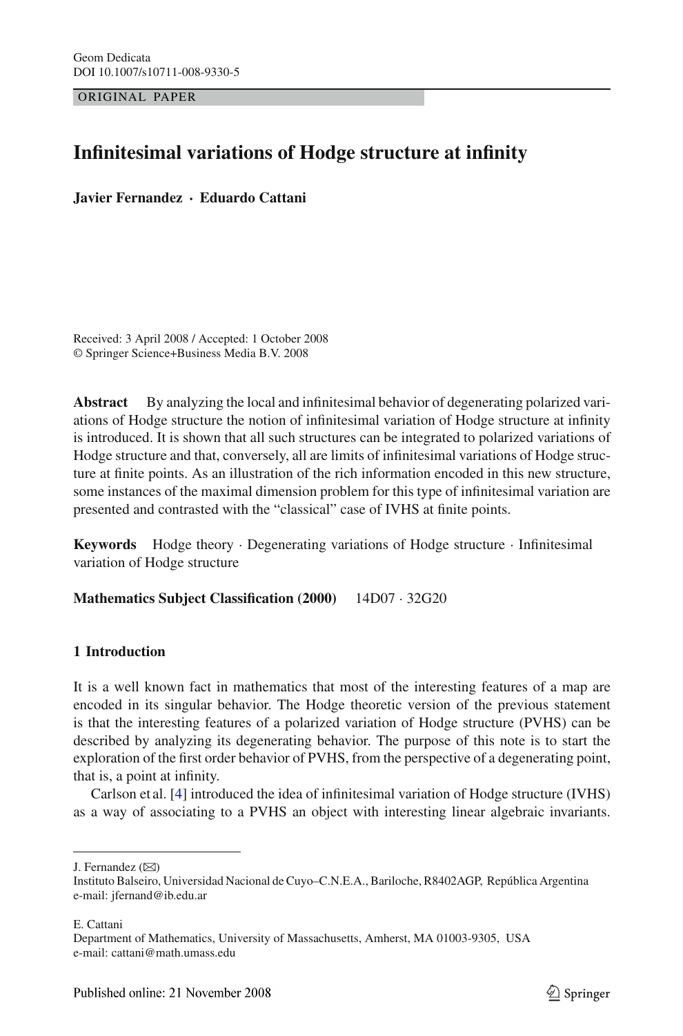ORIGINAL PAPER

# Infinitesimal variations of Hodge structure at infinity

**Javier Fernandez · Eduardo Cattani**

Received: 3 April 2008 / Accepted: 1 October 2008
© Springer Science+Business Media B.V. 2008

**Abstract** By analyzing the local and infinitesimal behavior of degenerating polarized variations of Hodge structure the notion of infinitesimal variation of Hodge structure at infinity is introduced. It is shown that all such structures can be integrated to polarized variations of Hodge structure and that, conversely, all are limits of infinitesimal variations of Hodge structure at finite points. As an illustration of the rich information encoded in this new structure, some instances of the maximal dimension problem for this type of infinitesimal variation are presented and contrasted with the "classical" case of IVHS at finite points.

**Keywords** Hodge theory · Degenerating variations of Hodge structure · Infinitesimal variation of Hodge structure

**Mathematics Subject Classification (2000)** 14D07 · 32G20

## 1 Introduction

It is a well known fact in mathematics that most of the interesting features of a map are encoded in its singular behavior. The Hodge theoretic version of the previous statement is that the interesting features of a polarized variation of Hodge structure (PVHS) can be described by analyzing its degenerating behavior. The purpose of this note is to start the exploration of the first order behavior of PVHS, from the perspective of a degenerating point, that is, a point at infinity.

Carlson et al. [4] introduced the idea of infinitesimal variation of Hodge structure (IVHS) as a way of associating to a PVHS an object with interesting linear algebraic invariants.

---

J. Fernandez (✉)
Instituto Balseiro, Universidad Nacional de Cuyo–C.N.E.A., Bariloche, R8402AGP, República Argentina
e-mail: jfernand@ib.edu.ar

E. Cattani
Department of Mathematics, University of Massachusetts, Amherst, MA 01003-9305, USA
e-mail: cattani@math.umass.edu

Published online: 21 November 2008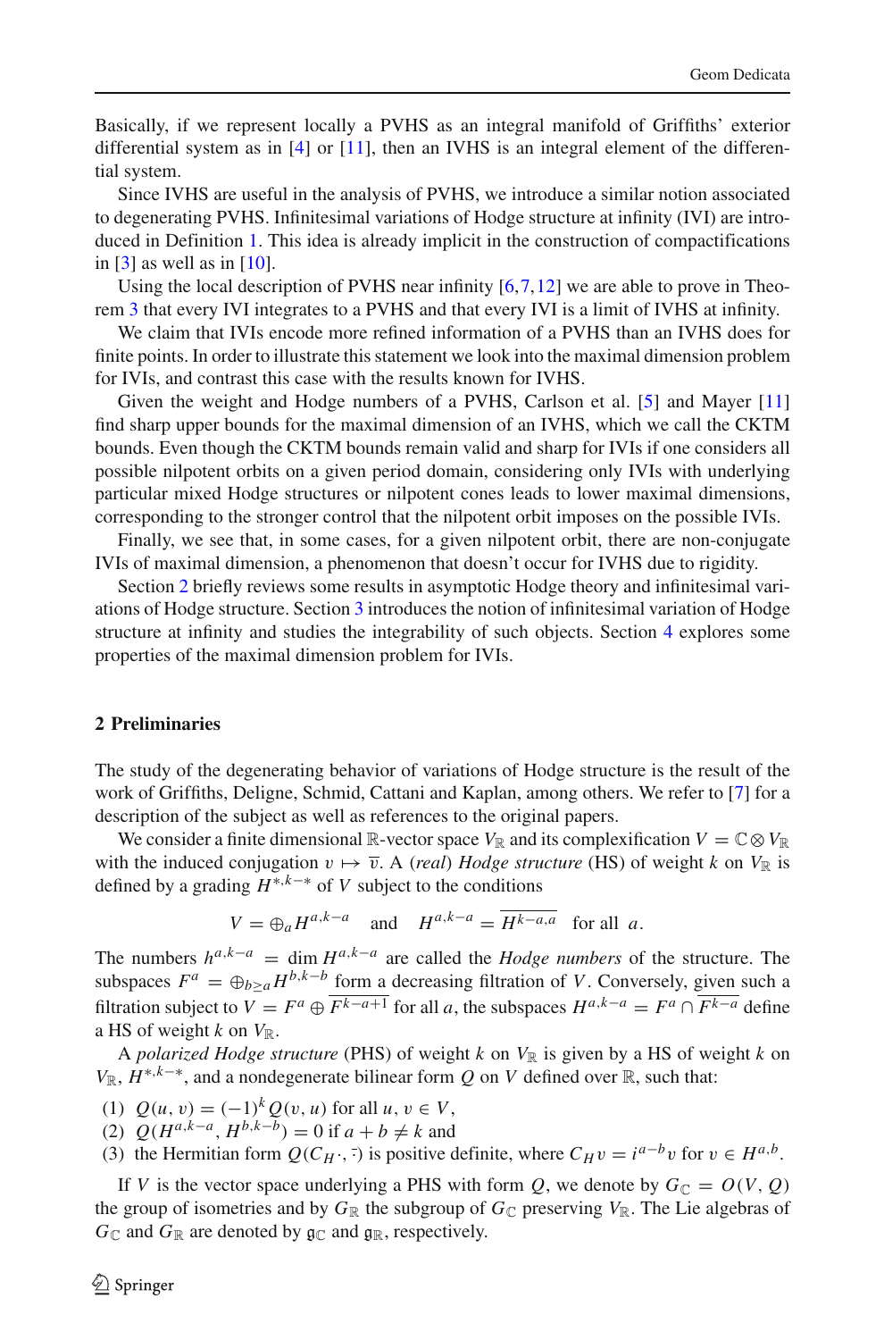Basically, if we represent locally a PVHS as an integral manifold of Griffiths' exterior differential system as in [4] or [11], then an IVHS is an integral element of the differential system.

Since IVHS are useful in the analysis of PVHS, we introduce a similar notion associated to degenerating PVHS. Infinitesimal variations of Hodge structure at infinity (IVI) are introduced in Definition 1. This idea is already implicit in the construction of compactifications in [3] as well as in [10].

Using the local description of PVHS near infinity [6,7,12] we are able to prove in Theorem 3 that every IVI integrates to a PVHS and that every IVI is a limit of IVHS at infinity.

We claim that IVIs encode more refined information of a PVHS than an IVHS does for finite points. In order to illustrate this statement we look into the maximal dimension problem for IVIs, and contrast this case with the results known for IVHS.

Given the weight and Hodge numbers of a PVHS, Carlson et al. [5] and Mayer [11] find sharp upper bounds for the maximal dimension of an IVHS, which we call the CKTM bounds. Even though the CKTM bounds remain valid and sharp for IVIs if one considers all possible nilpotent orbits on a given period domain, considering only IVIs with underlying particular mixed Hodge structures or nilpotent cones leads to lower maximal dimensions, corresponding to the stronger control that the nilpotent orbit imposes on the possible IVIs.

Finally, we see that, in some cases, for a given nilpotent orbit, there are non-conjugate IVIs of maximal dimension, a phenomenon that doesn't occur for IVHS due to rigidity.

Section 2 briefly reviews some results in asymptotic Hodge theory and infinitesimal variations of Hodge structure. Section 3 introduces the notion of infinitesimal variation of Hodge structure at infinity and studies the integrability of such objects. Section 4 explores some properties of the maximal dimension problem for IVIs.

## 2 Preliminaries

The study of the degenerating behavior of variations of Hodge structure is the result of the work of Griffiths, Deligne, Schmid, Cattani and Kaplan, among others. We refer to [7] for a description of the subject as well as references to the original papers.

We consider a finite dimensional $\mathbb{R}$-vector space $V_{\mathbb{R}}$ and its complexification $V = \mathbb{C} \otimes V_{\mathbb{R}}$ with the induced conjugation $v \mapsto \overline{v}$. A *(real) Hodge structure* (HS) of weight $k$ on $V_{\mathbb{R}}$ is defined by a grading $H^{*,k-*}$ of $V$ subject to the conditions

$$V = \oplus_a H^{a,k-a} \quad \text{and} \quad H^{a,k-a} = \overline{H^{k-a,a}} \quad \text{for all } \ a.$$

The numbers $h^{a,k-a} = \dim H^{a,k-a}$ are called the *Hodge numbers* of the structure. The subspaces $F^a = \oplus_{b \geq a} H^{b,k-b}$ form a decreasing filtration of $V$. Conversely, given such a filtration subject to $V = F^a \oplus \overline{F^{k-a+1}}$ for all $a$, the subspaces $H^{a,k-a} = F^a \cap \overline{F^{k-a}}$ define a HS of weight $k$ on $V_{\mathbb{R}}$.

A *polarized Hodge structure* (PHS) of weight $k$ on $V_{\mathbb{R}}$ is given by a HS of weight $k$ on $V_{\mathbb{R}}$, $H^{*,k-*}$, and a nondegenerate bilinear form $Q$ on $V$ defined over $\mathbb{R}$, such that:

(1) $Q(u, v) = (-1)^k Q(v, u)$ for all $u, v \in V$,
(2) $Q(H^{a,k-a}, H^{b,k-b}) = 0$ if $a + b \neq k$ and
(3) the Hermitian form $Q(C_H \cdot, \bar{\cdot})$ is positive definite, where $C_H v = i^{a-b} v$ for $v \in H^{a,b}$.

If $V$ is the vector space underlying a PHS with form $Q$, we denote by $G_{\mathbb{C}} = O(V, Q)$ the group of isometries and by $G_{\mathbb{R}}$ the subgroup of $G_{\mathbb{C}}$ preserving $V_{\mathbb{R}}$. The Lie algebras of $G_{\mathbb{C}}$ and $G_{\mathbb{R}}$ are denoted by $\mathfrak{g}_{\mathbb{C}}$ and $\mathfrak{g}_{\mathbb{R}}$, respectively.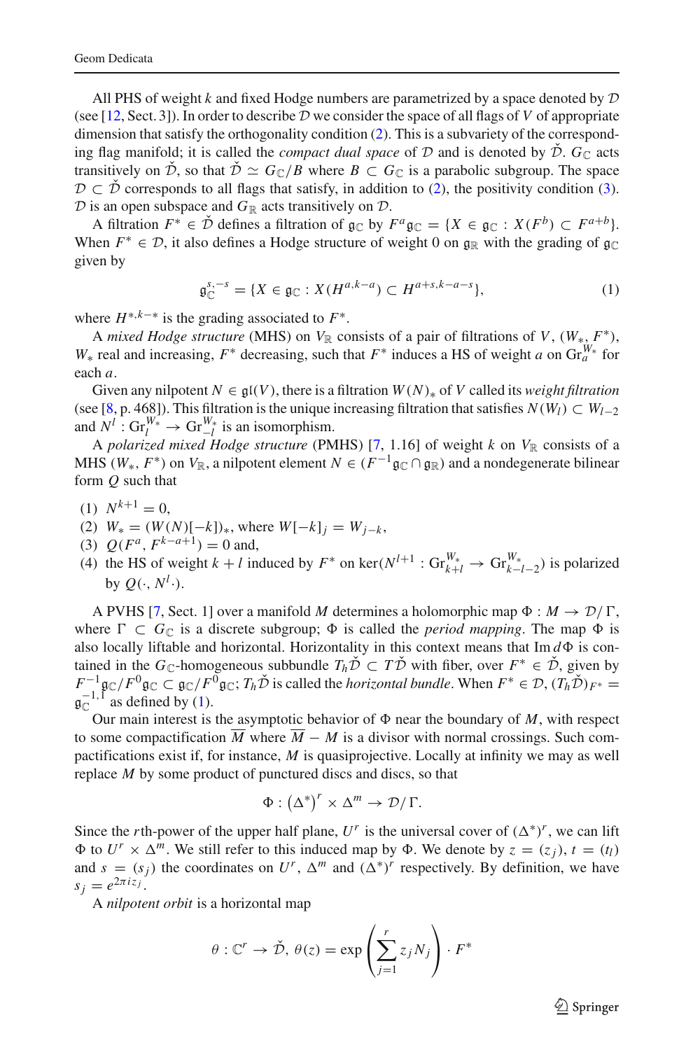All PHS of weight $k$ and fixed Hodge numbers are parametrized by a space denoted by $\mathcal{D}$ (see [12, Sect. 3]). In order to describe $\mathcal{D}$ we consider the space of all flags of $V$ of appropriate dimension that satisfy the orthogonality condition (2). This is a subvariety of the corresponding flag manifold; it is called the *compact dual space* of $\mathcal{D}$ and is denoted by $\check{\mathcal{D}}$. $G_{\mathbb{C}}$ acts transitively on $\check{\mathcal{D}}$, so that $\check{\mathcal{D}} \simeq G_{\mathbb{C}}/B$ where $B \subset G_{\mathbb{C}}$ is a parabolic subgroup. The space $\mathcal{D} \subset \check{\mathcal{D}}$ corresponds to all flags that satisfy, in addition to (2), the positivity condition (3). $\mathcal{D}$ is an open subspace and $G_{\mathbb{R}}$ acts transitively on $\mathcal{D}$.

A filtration $F^* \in \check{\mathcal{D}}$ defines a filtration of $\mathfrak{g}_{\mathbb{C}}$ by $F^a\mathfrak{g}_{\mathbb{C}} = \{X \in \mathfrak{g}_{\mathbb{C}} : X(F^b) \subset F^{a+b}\}$. When $F^* \in \mathcal{D}$, it also defines a Hodge structure of weight 0 on $\mathfrak{g}_{\mathbb{R}}$ with the grading of $\mathfrak{g}_{\mathbb{C}}$ given by

$$\mathfrak{g}_{\mathbb{C}}^{s,-s} = \{X \in \mathfrak{g}_{\mathbb{C}} : X(H^{a,k-a}) \subset H^{a+s,k-a-s}\}, \tag{1}$$

where $H^{*,k-*}$ is the grading associated to $F^*$.

A *mixed Hodge structure* (MHS) on $V_{\mathbb{R}}$ consists of a pair of filtrations of $V$, $(W_*, F^*)$, $W_*$ real and increasing, $F^*$ decreasing, such that $F^*$ induces a HS of weight $a$ on $\mathrm{Gr}_a^{W_*}$ for each $a$.

Given any nilpotent $N \in \mathfrak{gl}(V)$, there is a filtration $W(N)_*$ of $V$ called its *weight filtration* (see [8, p. 468]). This filtration is the unique increasing filtration that satisfies $N(W_l) \subset W_{l-2}$ and $N^l : \mathrm{Gr}_l^{W_*} \to \mathrm{Gr}_{-l}^{W_*}$ is an isomorphism.

A *polarized mixed Hodge structure* (PMHS) [7, 1.16] of weight $k$ on $V_{\mathbb{R}}$ consists of a MHS $(W_*, F^*)$ on $V_{\mathbb{R}}$, a nilpotent element $N \in (F^{-1}\mathfrak{g}_{\mathbb{C}} \cap \mathfrak{g}_{\mathbb{R}})$ and a nondegenerate bilinear form $Q$ such that

(1) $N^{k+1} = 0$,
(2) $W_* = (W(N)[-k])_*$, where $W[-k]_j = W_{j-k}$,
(3) $Q(F^a, F^{k-a+1}) = 0$ and,
(4) the HS of weight $k+l$ induced by $F^*$ on $\ker(N^{l+1} : \mathrm{Gr}_{k+l}^{W_*} \to \mathrm{Gr}_{k-l-2}^{W_*})$ is polarized by $Q(\cdot, N^l\cdot)$.

A PVHS [7, Sect. 1] over a manifold $M$ determines a holomorphic map $\Phi : M \to \mathcal{D}/\Gamma$, where $\Gamma \subset G_{\mathbb{C}}$ is a discrete subgroup; $\Phi$ is called the *period mapping*. The map $\Phi$ is also locally liftable and horizontal. Horizontality in this context means that $\mathrm{Im}\, d\Phi$ is contained in the $G_{\mathbb{C}}$-homogeneous subbundle $T_h\check{\mathcal{D}} \subset T\check{\mathcal{D}}$ with fiber, over $F^* \in \check{\mathcal{D}}$, given by $F^{-1}\mathfrak{g}_{\mathbb{C}}/F^0\mathfrak{g}_{\mathbb{C}} \subset \mathfrak{g}_{\mathbb{C}}/F^0\mathfrak{g}_{\mathbb{C}}$; $T_h\check{\mathcal{D}}$ is called the *horizontal bundle*. When $F^* \in \mathcal{D}$, $(T_h\check{\mathcal{D}})_{F^*} = \mathfrak{g}_{\mathbb{C}}^{-1,1}$ as defined by (1).

Our main interest is the asymptotic behavior of $\Phi$ near the boundary of $M$, with respect to some compactification $\overline{M}$ where $\overline{M} - M$ is a divisor with normal crossings. Such compactifications exist if, for instance, $M$ is quasiprojective. Locally at infinity we may as well replace $M$ by some product of punctured discs and discs, so that

$$\Phi : (\Delta^*)^r \times \Delta^m \to \mathcal{D}/\Gamma.$$

Since the $r$th-power of the upper half plane, $U^r$ is the universal cover of $(\Delta^*)^r$, we can lift $\Phi$ to $U^r \times \Delta^m$. We still refer to this induced map by $\Phi$. We denote by $z = (z_j)$, $t = (t_l)$ and $s = (s_j)$ the coordinates on $U^r$, $\Delta^m$ and $(\Delta^*)^r$ respectively. By definition, we have $s_j = e^{2\pi i z_j}$.

A *nilpotent orbit* is a horizontal map

$$\theta : \mathbb{C}^r \to \check{\mathcal{D}},\ \theta(z) = \exp\left(\sum_{j=1}^{r} z_j N_j\right) \cdot F^*$$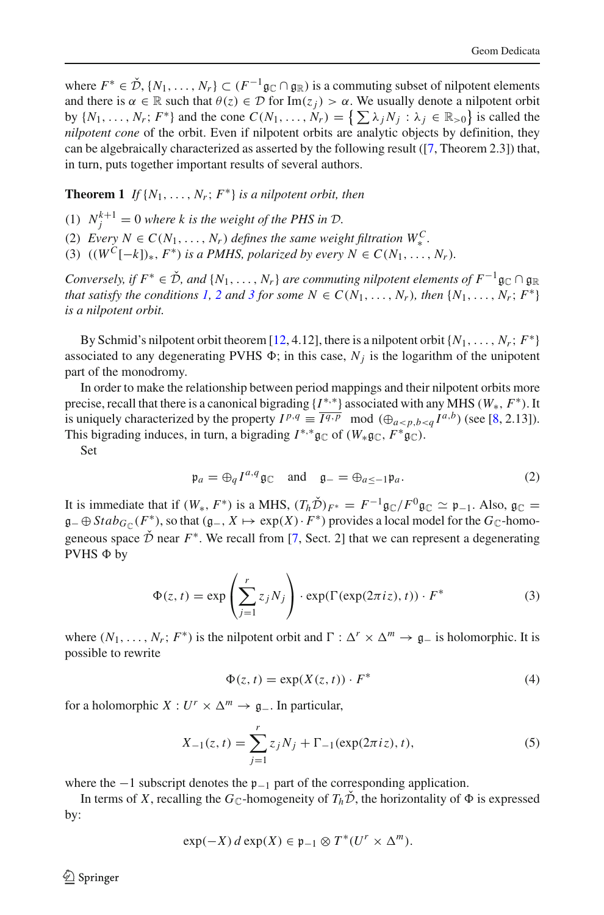where $F^* \in \check{\mathcal{D}}$, $\{N_1, \ldots, N_r\} \subset (F^{-1}\mathfrak{g}_{\mathbb{C}} \cap \mathfrak{g}_{\mathbb{R}})$ is a commuting subset of nilpotent elements and there is $\alpha \in \mathbb{R}$ such that $\theta(z) \in \mathcal{D}$ for $\mathrm{Im}(z_j) > \alpha$. We usually denote a nilpotent orbit by $\{N_1, \ldots, N_r; F^*\}$ and the cone $C(N_1, \ldots, N_r) = \left\{\sum \lambda_j N_j : \lambda_j \in \mathbb{R}_{>0}\right\}$ is called the *nilpotent cone* of the orbit. Even if nilpotent orbits are analytic objects by definition, they can be algebraically characterized as asserted by the following result ([7, Theorem 2.3]) that, in turn, puts together important results of several authors.

**Theorem 1** *If $\{N_1, \ldots, N_r; F^*\}$ is a nilpotent orbit, then*

(1) $N_j^{k+1} = 0$ *where $k$ is the weight of the PHS in $\mathcal{D}$.*
(2) *Every $N \in C(N_1, \ldots, N_r)$ defines the same weight filtration $W_*^C$.*
(3) $((W^C[-k])_*, F^*)$ *is a PMHS, polarized by every $N \in C(N_1, \ldots, N_r)$.*

*Conversely, if $F^* \in \check{\mathcal{D}}$, and $\{N_1, \ldots, N_r\}$ are commuting nilpotent elements of $F^{-1}\mathfrak{g}_{\mathbb{C}} \cap \mathfrak{g}_{\mathbb{R}}$ that satisfy the conditions 1, 2 and 3 for some $N \in C(N_1, \ldots, N_r)$, then $\{N_1, \ldots, N_r; F^*\}$ is a nilpotent orbit.*

By Schmid's nilpotent orbit theorem [12, 4.12], there is a nilpotent orbit $\{N_1, \ldots, N_r; F^*\}$ associated to any degenerating PVHS $\Phi$; in this case, $N_j$ is the logarithm of the unipotent part of the monodromy.

In order to make the relationship between period mappings and their nilpotent orbits more precise, recall that there is a canonical bigrading $\{I^{*,*}\}$ associated with any MHS $(W_*, F^*)$. It is uniquely characterized by the property $I^{p,q} \equiv \overline{I^{q,p}} \mod (\oplus_{a<p,b<q} I^{a,b})$ (see [8, 2.13]). This bigrading induces, in turn, a bigrading $I^{*,*}\mathfrak{g}_{\mathbb{C}}$ of $(W_*\mathfrak{g}_{\mathbb{C}}, F^*\mathfrak{g}_{\mathbb{C}})$.

Set

$$\mathfrak{p}_a = \oplus_q I^{a,q}\mathfrak{g}_{\mathbb{C}} \quad \text{and} \quad \mathfrak{g}_- = \oplus_{a \leq -1}\mathfrak{p}_a. \tag{2}$$

It is immediate that if $(W_*, F^*)$ is a MHS, $(T_h\check{\mathcal{D}})_{F^*} = F^{-1}\mathfrak{g}_{\mathbb{C}}/F^0\mathfrak{g}_{\mathbb{C}} \simeq \mathfrak{p}_{-1}$. Also, $\mathfrak{g}_{\mathbb{C}} = \mathfrak{g}_- \oplus Stab_{G_{\mathbb{C}}}(F^*)$, so that $(\mathfrak{g}_-, X \mapsto \exp(X) \cdot F^*)$ provides a local model for the $G_{\mathbb{C}}$-homogeneous space $\check{\mathcal{D}}$ near $F^*$. We recall from [7, Sect. 2] that we can represent a degenerating PVHS $\Phi$ by

$$\Phi(z, t) = \exp\left(\sum_{j=1}^{r} z_j N_j\right) \cdot \exp(\Gamma(\exp(2\pi i z), t)) \cdot F^* \tag{3}$$

where $(N_1, \ldots, N_r; F^*)$ is the nilpotent orbit and $\Gamma : \Delta^r \times \Delta^m \to \mathfrak{g}_-$ is holomorphic. It is possible to rewrite

$$\Phi(z, t) = \exp(X(z, t)) \cdot F^* \tag{4}$$

for a holomorphic $X : U^r \times \Delta^m \to \mathfrak{g}_-$. In particular,

$$X_{-1}(z, t) = \sum_{j=1}^{r} z_j N_j + \Gamma_{-1}(\exp(2\pi i z), t), \tag{5}$$

where the $-1$ subscript denotes the $\mathfrak{p}_{-1}$ part of the corresponding application.

In terms of $X$, recalling the $G_{\mathbb{C}}$-homogeneity of $T_h\check{\mathcal{D}}$, the horizontality of $\Phi$ is expressed by:

$$\exp(-X)\, d\exp(X) \in \mathfrak{p}_{-1} \otimes T^*(U^r \times \Delta^m).$$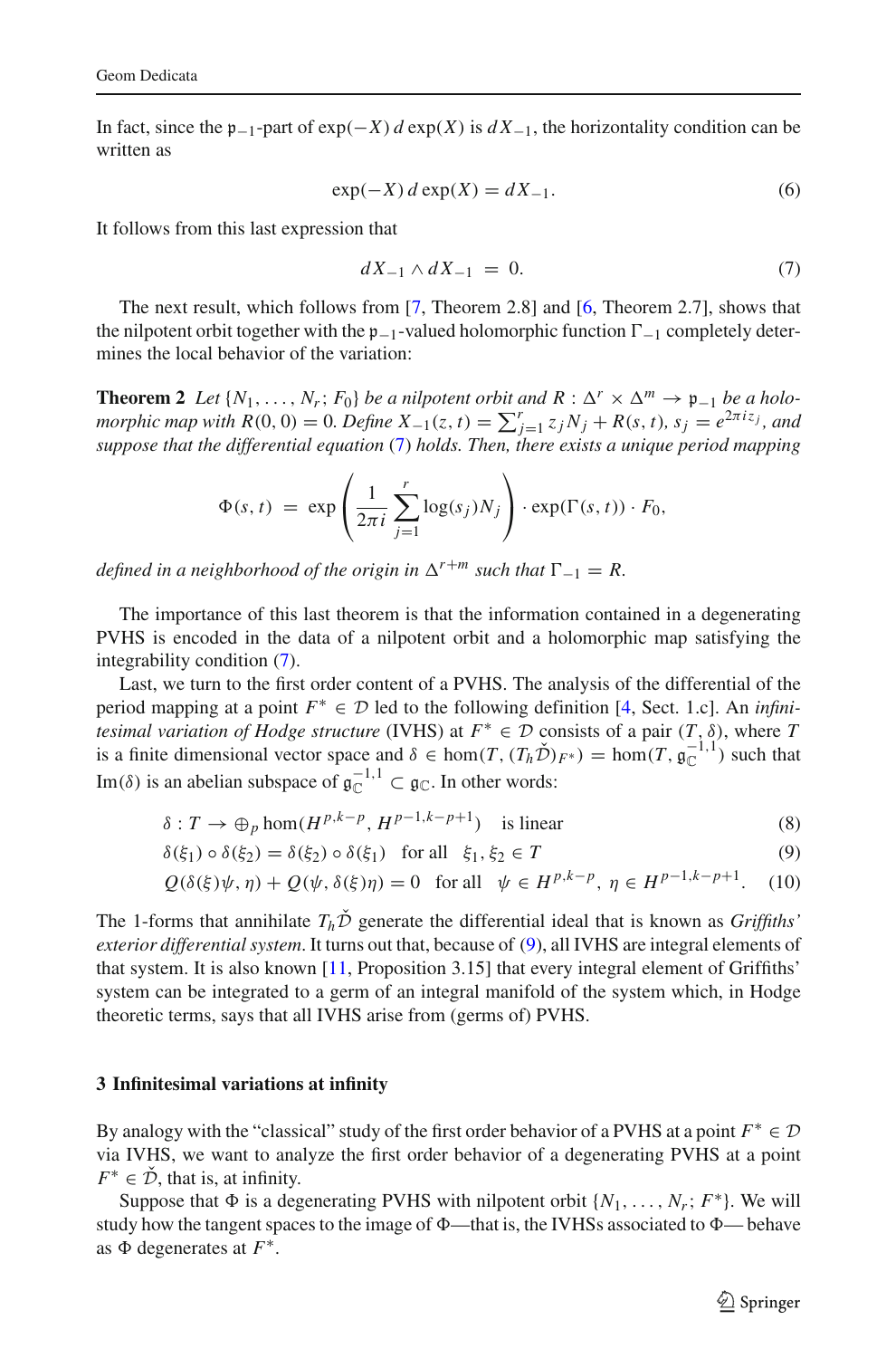In fact, since the $\mathfrak{p}_{-1}$-part of $\exp(-X)\, d\exp(X)$ is $dX_{-1}$, the horizontality condition can be written as

$$\exp(-X)\, d\exp(X) = dX_{-1}. \tag{6}$$

It follows from this last expression that

$$dX_{-1} \wedge dX_{-1} \;=\; 0. \tag{7}$$

The next result, which follows from [7, Theorem 2.8] and [6, Theorem 2.7], shows that the nilpotent orbit together with the $\mathfrak{p}_{-1}$-valued holomorphic function $\Gamma_{-1}$ completely determines the local behavior of the variation:

**Theorem 2** *Let $\{N_1, \ldots, N_r; F_0\}$ be a nilpotent orbit and $R : \Delta^r \times \Delta^m \to \mathfrak{p}_{-1}$ be a holomorphic map with $R(0,0) = 0$. Define $X_{-1}(z,t) = \sum_{j=1}^{r} z_j N_j + R(s,t)$, $s_j = e^{2\pi i z_j}$, and suppose that the differential equation (7) holds. Then, there exists a unique period mapping*

$$\Phi(s,t) \;=\; \exp\left(\frac{1}{2\pi i}\sum_{j=1}^{r} \log(s_j) N_j\right) \cdot \exp(\Gamma(s,t)) \cdot F_0,$$

*defined in a neighborhood of the origin in $\Delta^{r+m}$ such that $\Gamma_{-1} = R$.*

The importance of this last theorem is that the information contained in a degenerating PVHS is encoded in the data of a nilpotent orbit and a holomorphic map satisfying the integrability condition (7).

Last, we turn to the first order content of a PVHS. The analysis of the differential of the period mapping at a point $F^* \in \mathcal{D}$ led to the following definition [4, Sect. 1.c]. An *infinitesimal variation of Hodge structure* (IVHS) at $F^* \in \mathcal{D}$ consists of a pair $(T, \delta)$, where $T$ is a finite dimensional vector space and $\delta \in \hom(T, (T_h\check{\mathcal{D}})_{F^*}) = \hom(T, \mathfrak{g}_{\mathbb{C}}^{-1,1})$ such that $\mathrm{Im}(\delta)$ is an abelian subspace of $\mathfrak{g}_{\mathbb{C}}^{-1,1} \subset \mathfrak{g}_{\mathbb{C}}$. In other words:

$$\delta : T \to \oplus_p \hom(H^{p,k-p}, H^{p-1,k-p+1}) \quad \text{is linear} \tag{8}$$

$$\delta(\xi_1) \circ \delta(\xi_2) = \delta(\xi_2) \circ \delta(\xi_1) \quad \text{for all} \quad \xi_1, \xi_2 \in T \tag{9}$$

$$Q(\delta(\xi)\psi, \eta) + Q(\psi, \delta(\xi)\eta) = 0 \quad \text{for all} \quad \psi \in H^{p,k-p},\ \eta \in H^{p-1,k-p+1}. \tag{10}$$

The 1-forms that annihilate $T_h\check{\mathcal{D}}$ generate the differential ideal that is known as *Griffiths' exterior differential system*. It turns out that, because of (9), all IVHS are integral elements of that system. It is also known [11, Proposition 3.15] that every integral element of Griffiths' system can be integrated to a germ of an integral manifold of the system which, in Hodge theoretic terms, says that all IVHS arise from (germs of) PVHS.

## 3 Infinitesimal variations at infinity

By analogy with the "classical" study of the first order behavior of a PVHS at a point $F^* \in \mathcal{D}$ via IVHS, we want to analyze the first order behavior of a degenerating PVHS at a point $F^* \in \check{\mathcal{D}}$, that is, at infinity.

Suppose that $\Phi$ is a degenerating PVHS with nilpotent orbit $\{N_1, \ldots, N_r; F^*\}$. We will study how the tangent spaces to the image of $\Phi$—that is, the IVHSs associated to $\Phi$— behave as $\Phi$ degenerates at $F^*$.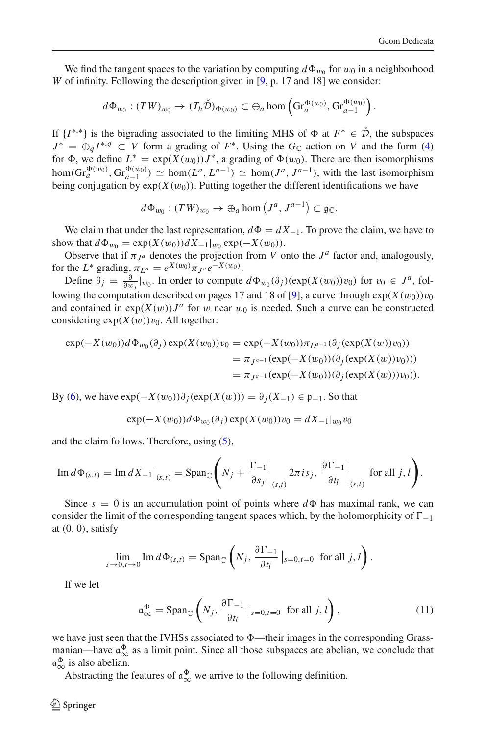We find the tangent spaces to the variation by computing $d\Phi_{w_0}$ for $w_0$ in a neighborhood $W$ of infinity. Following the description given in [9, p. 17 and 18] we consider:

$$d\Phi_{w_0} : (TW)_{w_0} \to (T_h\check{\mathcal{D}})_{\Phi(w_0)} \subset \oplus_a \hom\left(\mathrm{Gr}_a^{\Phi(w_0)}, \mathrm{Gr}_{a-1}^{\Phi(w_0)}\right).$$

If $\{I^{*,*}\}$ is the bigrading associated to the limiting MHS of $\Phi$ at $F^* \in \check{\mathcal{D}}$, the subspaces $J^* = \oplus_q I^{*,q} \subset V$ form a grading of $F^*$. Using the $G_{\mathbb{C}}$-action on $V$ and the form (4) for $\Phi$, we define $L^* = \exp(X(w_0))J^*$, a grading of $\Phi(w_0)$. There are then isomorphisms $\hom(\mathrm{Gr}_a^{\Phi(w_0)}, \mathrm{Gr}_{a-1}^{\Phi(w_0)}) \simeq \hom(L^a, L^{a-1}) \simeq \hom(J^a, J^{a-1})$, with the last isomorphism being conjugation by $\exp(X(w_0))$. Putting together the different identifications we have

$$d\Phi_{w_0} : (TW)_{w_0} \to \oplus_a \hom\left(J^a, J^{a-1}\right) \subset \mathfrak{g}_{\mathbb{C}}.$$

We claim that under the last representation, $d\Phi = dX_{-1}$. To prove the claim, we have to show that $d\Phi_{w_0} = \exp(X(w_0))dX_{-1}|_{w_0} \exp(-X(w_0))$.

Observe that if $\pi_{J^a}$ denotes the projection from $V$ onto the $J^a$ factor and, analogously, for the $L^*$ grading, $\pi_{L^a} = e^{X(w_0)}\pi_{J^a}e^{-X(w_0)}$.

Define $\partial_j = \frac{\partial}{\partial w_j}|_{w_0}$. In order to compute $d\Phi_{w_0}(\partial_j)(\exp(X(w_0))v_0)$ for $v_0 \in J^a$, following the computation described on pages 17 and 18 of [9], a curve through $\exp(X(w_0))v_0$ and contained in $\exp(X(w))J^a$ for $w$ near $w_0$ is needed. Such a curve can be constructed considering $\exp(X(w))v_0$. All together:

$$\begin{aligned}
\exp(-X(w_0))d\Phi_{w_0}(\partial_j)\exp(X(w_0))v_0 &= \exp(-X(w_0))\pi_{L^{a-1}}(\partial_j(\exp(X(w))v_0)) \\
&= \pi_{J^{a-1}}(\exp(-X(w_0))(\partial_j(\exp(X(w))v_0))) \\
&= \pi_{J^{a-1}}(\exp(-X(w_0))(\partial_j(\exp(X(w)))v_0)).
\end{aligned}$$

By (6), we have $\exp(-X(w_0))\partial_j(\exp(X(w))) = \partial_j(X_{-1}) \in \mathfrak{p}_{-1}$. So that

$$\exp(-X(w_0))d\Phi_{w_0}(\partial_j)\exp(X(w_0))v_0 = dX_{-1}|_{w_0}v_0$$

and the claim follows. Therefore, using (5),

$$\mathrm{Im}\, d\Phi_{(s,t)} = \mathrm{Im}\, dX_{-1}\big|_{(s,t)} = \mathrm{Span}_{\mathbb{C}}\left( N_j + \frac{\Gamma_{-1}}{\partial s_j}\bigg|_{(s,t)} 2\pi i s_j,\ \frac{\partial \Gamma_{-1}}{\partial t_l}\bigg|_{(s,t)} \text{ for all } j, l\right).$$

Since $s = 0$ is an accumulation point of points where $d\Phi$ has maximal rank, we can consider the limit of the corresponding tangent spaces which, by the holomorphicity of $\Gamma_{-1}$ at $(0, 0)$, satisfy

$$\lim_{s\to 0, t\to 0} \mathrm{Im}\, d\Phi_{(s,t)} = \mathrm{Span}_{\mathbb{C}}\left( N_j, \frac{\partial \Gamma_{-1}}{\partial t_l}\,\Big|_{s=0,t=0} \text{ for all } j, l\right).$$

If we let

$$\mathfrak{a}_\infty^\Phi = \mathrm{Span}_{\mathbb{C}}\left( N_j, \frac{\partial \Gamma_{-1}}{\partial t_l}\,\Big|_{s=0,t=0} \text{ for all } j, l\right), \tag{11}$$

we have just seen that the IVHSs associated to $\Phi$—their images in the corresponding Grassmanian—have $\mathfrak{a}_\infty^\Phi$ as a limit point. Since all those subspaces are abelian, we conclude that $\mathfrak{a}_\infty^\Phi$ is also abelian.

Abstracting the features of $\mathfrak{a}_\infty^\Phi$ we arrive to the following definition.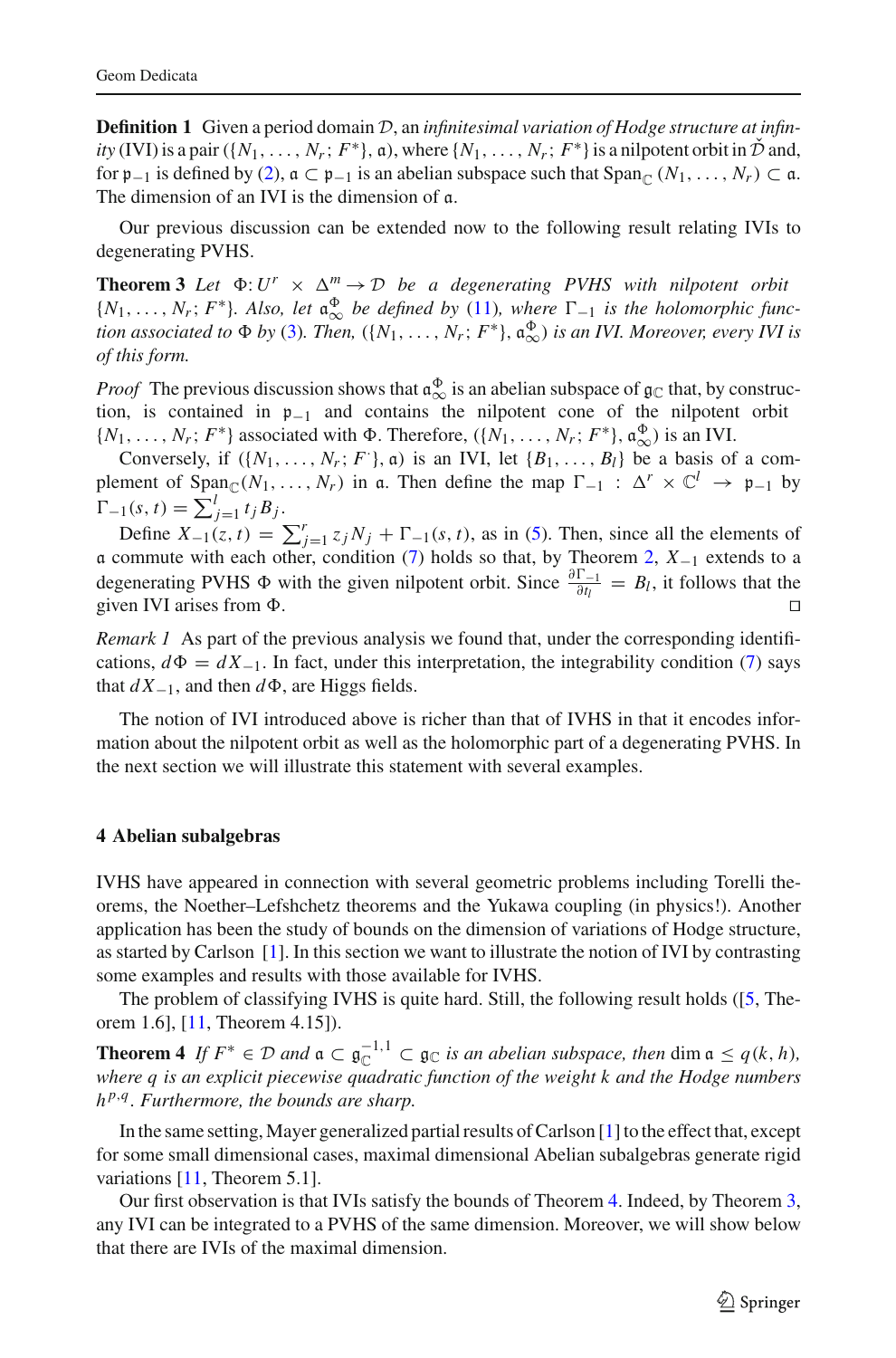**Definition 1** Given a period domain $\mathcal{D}$, an *infinitesimal variation of Hodge structure at infinity* (IVI) is a pair $(\{N_1, \ldots, N_r; F^*\}, \mathfrak{a})$, where $\{N_1, \ldots, N_r; F^*\}$ is a nilpotent orbit in $\check{\mathcal{D}}$ and, for $\mathfrak{p}_{-1}$ is defined by (2), $\mathfrak{a} \subset \mathfrak{p}_{-1}$ is an abelian subspace such that $\mathrm{Span}_{\mathbb{C}}(N_1, \ldots, N_r) \subset \mathfrak{a}$. The dimension of an IVI is the dimension of $\mathfrak{a}$.

Our previous discussion can be extended now to the following result relating IVIs to degenerating PVHS.

**Theorem 3** *Let* $\Phi : U^r \times \Delta^m \to \mathcal{D}$ *be a degenerating PVHS with nilpotent orbit* $\{N_1, \ldots, N_r; F^*\}$. *Also, let* $\mathfrak{a}_\infty^\Phi$ *be defined by* (11), *where* $\Gamma_{-1}$ *is the holomorphic function associated to* $\Phi$ *by* (3). *Then,* $(\{N_1, \ldots, N_r; F^*\}, \mathfrak{a}_\infty^\Phi)$ *is an IVI. Moreover, every IVI is of this form.*

*Proof* The previous discussion shows that $\mathfrak{a}_\infty^\Phi$ is an abelian subspace of $\mathfrak{g}_{\mathbb{C}}$ that, by construction, is contained in $\mathfrak{p}_{-1}$ and contains the nilpotent cone of the nilpotent orbit $\{N_1, \ldots, N_r; F^*\}$ associated with $\Phi$. Therefore, $(\{N_1, \ldots, N_r; F^*\}, \mathfrak{a}_\infty^\Phi)$ is an IVI.

Conversely, if $(\{N_1, \ldots, N_r; F^{\cdot}\}, \mathfrak{a})$ is an IVI, let $\{B_1, \ldots, B_l\}$ be a basis of a complement of $\mathrm{Span}_{\mathbb{C}}(N_1, \ldots, N_r)$ in $\mathfrak{a}$. Then define the map $\Gamma_{-1} : \Delta^r \times \mathbb{C}^l \to \mathfrak{p}_{-1}$ by $\Gamma_{-1}(s, t) = \sum_{j=1}^{l} t_j B_j$.

Define $X_{-1}(z, t) = \sum_{j=1}^{r} z_j N_j + \Gamma_{-1}(s, t)$, as in (5). Then, since all the elements of $\mathfrak{a}$ commute with each other, condition (7) holds so that, by Theorem 2, $X_{-1}$ extends to a degenerating PVHS $\Phi$ with the given nilpotent orbit. Since $\frac{\partial \Gamma_{-1}}{\partial t_l} = B_l$, it follows that the given IVI arises from $\Phi$. □

*Remark 1* As part of the previous analysis we found that, under the corresponding identifications, $d\Phi = dX_{-1}$. In fact, under this interpretation, the integrability condition (7) says that $dX_{-1}$, and then $d\Phi$, are Higgs fields.

The notion of IVI introduced above is richer than that of IVHS in that it encodes information about the nilpotent orbit as well as the holomorphic part of a degenerating PVHS. In the next section we will illustrate this statement with several examples.

## 4 Abelian subalgebras

IVHS have appeared in connection with several geometric problems including Torelli theorems, the Noether–Lefshchetz theorems and the Yukawa coupling (in physics!). Another application has been the study of bounds on the dimension of variations of Hodge structure, as started by Carlson [1]. In this section we want to illustrate the notion of IVI by contrasting some examples and results with those available for IVHS.

The problem of classifying IVHS is quite hard. Still, the following result holds ([5, Theorem 1.6], [11, Theorem 4.15]).

**Theorem 4** *If* $F^* \in \mathcal{D}$ *and* $\mathfrak{a} \subset \mathfrak{g}_{\mathbb{C}}^{-1,1} \subset \mathfrak{g}_{\mathbb{C}}$ *is an abelian subspace, then* $\dim \mathfrak{a} \leq q(k, h)$, *where* $q$ *is an explicit piecewise quadratic function of the weight* $k$ *and the Hodge numbers* $h^{p,q}$. *Furthermore, the bounds are sharp.*

In the same setting, Mayer generalized partial results of Carlson [1] to the effect that, except for some small dimensional cases, maximal dimensional Abelian subalgebras generate rigid variations [11, Theorem 5.1].

Our first observation is that IVIs satisfy the bounds of Theorem 4. Indeed, by Theorem 3, any IVI can be integrated to a PVHS of the same dimension. Moreover, we will show below that there are IVIs of the maximal dimension.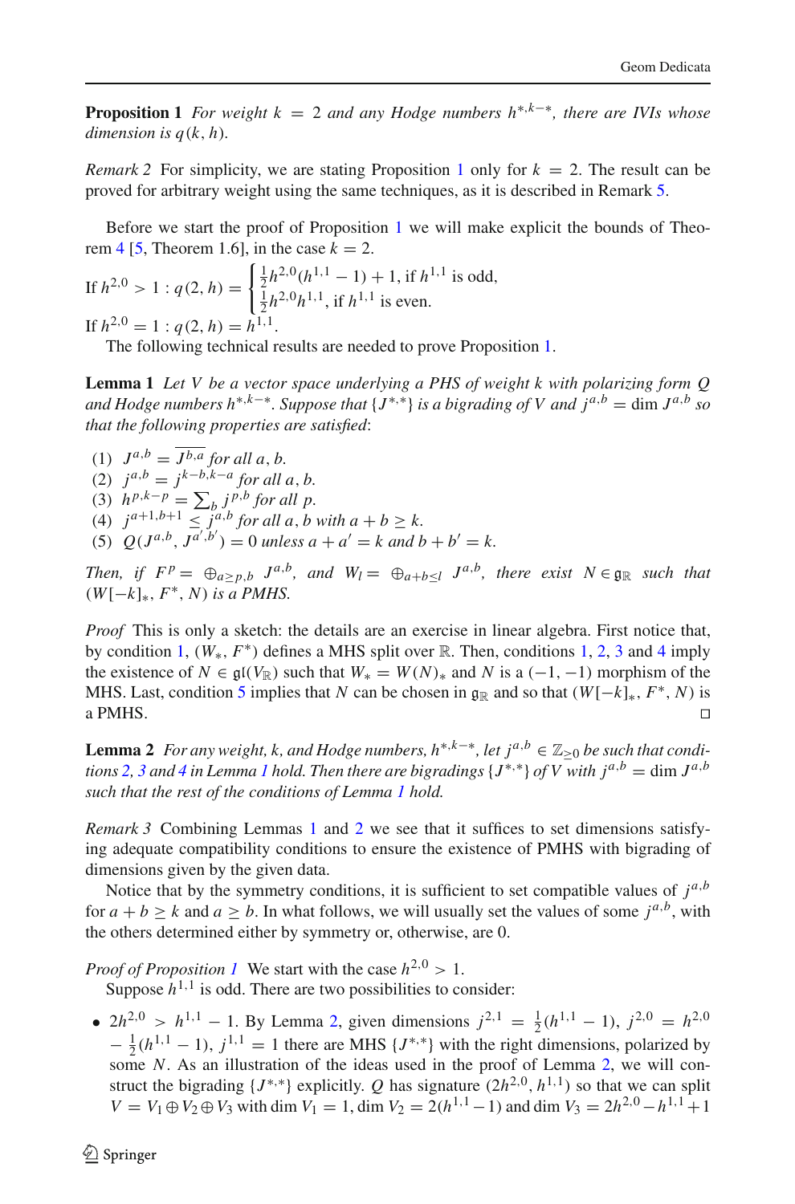**Proposition 1** *For weight $k = 2$ and any Hodge numbers $h^{*,k-*}$, there are IVIs whose dimension is $q(k, h)$.*

*Remark 2* For simplicity, we are stating Proposition 1 only for $k = 2$. The result can be proved for arbitrary weight using the same techniques, as it is described in Remark 5.

Before we start the proof of Proposition 1 we will make explicit the bounds of Theorem 4 [5, Theorem 1.6], in the case $k = 2$.

If $h^{2,0} > 1$ : $q(2, h) = \begin{cases} \frac{1}{2}h^{2,0}(h^{1,1} - 1) + 1, \text{ if } h^{1,1} \text{ is odd,} \\ \frac{1}{2}h^{2,0}h^{1,1}, \text{ if } h^{1,1} \text{ is even.} \end{cases}$

If $h^{2,0} = 1$ : $q(2, h) = h^{1,1}$.

The following technical results are needed to prove Proposition 1.

**Lemma 1** *Let $V$ be a vector space underlying a PHS of weight $k$ with polarizing form $Q$ and Hodge numbers $h^{*,k-*}$. Suppose that $\{J^{*,*}\}$ is a bigrading of $V$ and $j^{a,b} = \dim J^{a,b}$ so that the following properties are satisfied*:

1. $J^{a,b} = \overline{J^{b,a}}$ *for all $a, b$.*
2. $j^{a,b} = j^{k-b,k-a}$ *for all $a, b$.*
3. $h^{p,k-p} = \sum_b j^{p,b}$ *for all $p$.*
4. $j^{a+1,b+1} \leq j^{a,b}$ *for all $a, b$ with $a + b \geq k$.*
5. $Q(J^{a,b}, J^{a',b'}) = 0$ *unless $a + a' = k$ and $b + b' = k$.*

*Then, if $F^p = \oplus_{a\geq p,b} J^{a,b}$, and $W_l = \oplus_{a+b\leq l} J^{a,b}$, there exist $N \in \mathfrak{g}_{\mathbb{R}}$ such that $(W[-k]_*, F^*, N)$ is a PMHS.*

*Proof* This is only a sketch: the details are an exercise in linear algebra. First notice that, by condition 1, $(W_*, F^*)$ defines a MHS split over $\mathbb{R}$. Then, conditions 1, 2, 3 and 4 imply the existence of $N \in \mathfrak{gl}(V_{\mathbb{R}})$ such that $W_* = W(N)_*$ and $N$ is a $(-1, -1)$ morphism of the MHS. Last, condition 5 implies that $N$ can be chosen in $\mathfrak{g}_{\mathbb{R}}$ and so that $(W[-k]_*, F^*, N)$ is a PMHS. □

**Lemma 2** *For any weight, $k$, and Hodge numbers, $h^{*,k-*}$, let $j^{a,b} \in \mathbb{Z}_{\geq 0}$ be such that conditions 2, 3 and 4 in Lemma 1 hold. Then there are bigradings $\{J^{*,*}\}$ of $V$ with $j^{a,b} = \dim J^{a,b}$ such that the rest of the conditions of Lemma 1 hold.*

*Remark 3* Combining Lemmas 1 and 2 we see that it suffices to set dimensions satisfying adequate compatibility conditions to ensure the existence of PMHS with bigrading of dimensions given by the given data.

Notice that by the symmetry conditions, it is sufficient to set compatible values of $j^{a,b}$ for $a + b \geq k$ and $a \geq b$. In what follows, we will usually set the values of some $j^{a,b}$, with the others determined either by symmetry or, otherwise, are 0.

*Proof of Proposition 1* We start with the case $h^{2,0} > 1$.

Suppose $h^{1,1}$ is odd. There are two possibilities to consider:

- $2h^{2,0} > h^{1,1} - 1$. By Lemma 2, given dimensions $j^{2,1} = \frac{1}{2}(h^{1,1} - 1)$, $j^{2,0} = h^{2,0} - \frac{1}{2}(h^{1,1} - 1)$, $j^{1,1} = 1$ there are MHS $\{J^{*,*}\}$ with the right dimensions, polarized by some $N$. As an illustration of the ideas used in the proof of Lemma 2, we will construct the bigrading $\{J^{*,*}\}$ explicitly. $Q$ has signature $(2h^{2,0}, h^{1,1})$ so that we can split $V = V_1 \oplus V_2 \oplus V_3$ with $\dim V_1 = 1$, $\dim V_2 = 2(h^{1,1} - 1)$ and $\dim V_3 = 2h^{2,0} - h^{1,1} + 1$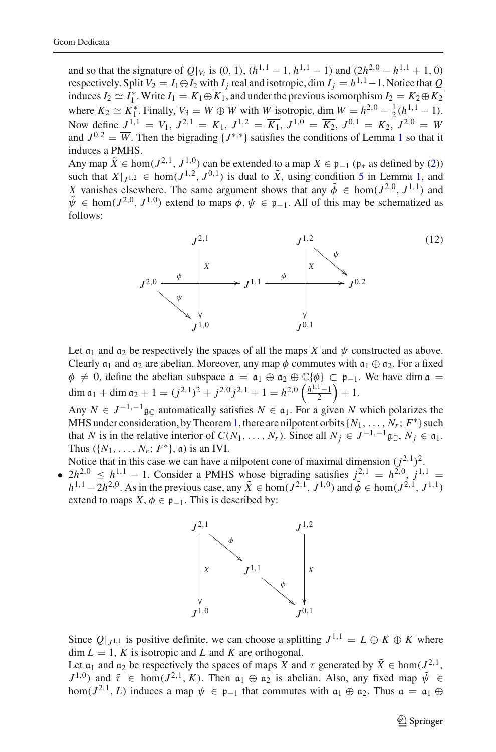and so that the signature of $Q|_{V_i}$ is $(0, 1)$, $(h^{1,1} - 1, h^{1,1} - 1)$ and $(2h^{2,0} - h^{1,1} + 1, 0)$ respectively. Split $V_2 = I_1 \oplus I_2$ with $I_j$ real and isotropic, $\dim I_j = h^{1,1} - 1$. Notice that $Q$ induces $I_2 \simeq I_1^*$. Write $I_1 = K_1 \oplus \overline{K_1}$, and under the previous isomorphism $I_2 = K_2 \oplus \overline{K_2}$ where $K_2 \simeq K_1^*$. Finally, $V_3 = W \oplus \overline{W}$ with $W$ isotropic, $\dim W = h^{2,0} - \frac{1}{2}(h^{1,1} - 1)$. Now define $J^{1,1} = V_1$, $J^{2,1} = K_1$, $J^{1,2} = \overline{K_1}$, $J^{1,0} = \overline{K_2}$, $J^{0,1} = K_2$, $J^{2,0} = W$ and $J^{0,2} = \overline{W}$. Then the bigrading $\{J^{*,*}\}$ satisfies the conditions of Lemma 1 so that it induces a PMHS.

Any map $\tilde{X} \in \hom(J^{2,1}, J^{1,0})$ can be extended to a map $X \in \mathfrak{p}_{-1}$ ($\mathfrak{p}_*$ as defined by (2)) such that $X|_{J^{1,2}} \in \hom(J^{1,2}, J^{0,1})$ is dual to $\tilde{X}$, using condition 5 in Lemma 1, and $X$ vanishes elsewhere. The same argument shows that any $\tilde{\phi} \in \hom(J^{2,0}, J^{1,1})$ and $\tilde{\psi} \in \hom(J^{2,0}, J^{1,0})$ extend to maps $\phi, \psi \in \mathfrak{p}_{-1}$. All of this may be schematized as follows:

$$
\begin{array}{ccccc}
 & J^{2,1} & & J^{1,2} & \\
 & \downarrow X & & \downarrow X \;\searrow \psi & \\
J^{2,0} & \xrightarrow{\phi} & J^{1,1} & \xrightarrow{\phi} & J^{0,2} \\
 \searrow \psi & \downarrow & & \downarrow & \\
 & J^{1,0} & & J^{0,1} &
\end{array}
\tag{12}
$$

Let $\mathfrak{a}_1$ and $\mathfrak{a}_2$ be respectively the spaces of all the maps $X$ and $\psi$ constructed as above. Clearly $\mathfrak{a}_1$ and $\mathfrak{a}_2$ are abelian. Moreover, any map $\phi$ commutes with $\mathfrak{a}_1 \oplus \mathfrak{a}_2$. For a fixed $\phi \neq 0$, define the abelian subspace $\mathfrak{a} = \mathfrak{a}_1 \oplus \mathfrak{a}_2 \oplus \mathbb{C}\{\phi\} \subset \mathfrak{p}_{-1}$. We have $\dim \mathfrak{a} = \dim \mathfrak{a}_1 + \dim \mathfrak{a}_2 + 1 = (j^{2,1})^2 + j^{2,0} j^{2,1} + 1 = h^{2,0}\left(\frac{h^{1,1}-1}{2}\right) + 1$.

Any $N \in J^{-1,-1}\mathfrak{g}_{\mathbb{C}}$ automatically satisfies $N \in \mathfrak{a}_1$. For a given $N$ which polarizes the MHS under consideration, by Theorem 1, there are nilpotent orbits $\{N_1, \ldots, N_r; F^*\}$ such that $N$ is in the relative interior of $C(N_1, \ldots, N_r)$. Since all $N_j \in J^{-1,-1}\mathfrak{g}_{\mathbb{C}}$, $N_j \in \mathfrak{a}_1$. Thus $(\{N_1, \ldots, N_r; F^*\}, \mathfrak{a})$ is an IVI.

Notice that in this case we can have a nilpotent cone of maximal dimension $(j^{2,1})^2$.

- $2h^{2,0} \leq h^{1,1} - 1$. Consider a PMHS whose bigrading satisfies $j^{2,1} = h^{2,0}$, $j^{1,1} = h^{1,1} - 2h^{2,0}$. As in the previous case, any $\tilde{X} \in \hom(J^{2,1}, J^{1,0})$ and $\tilde{\phi} \in \hom(J^{2,1}, J^{1,1})$ extend to maps $X, \phi \in \mathfrak{p}_{-1}$. This is described by:

$$
\begin{array}{ccccc}
J^{2,1} & & & & J^{1,2} \\
\downarrow X & \searrow \phi & & & \downarrow X \\
 & & J^{1,1} & & \\
 & & & \searrow \phi & \\
J^{1,0} & & & & J^{0,1}
\end{array}
$$

Since $Q|_{J^{1,1}}$ is positive definite, we can choose a splitting $J^{1,1} = L \oplus K \oplus \overline{K}$ where $\dim L = 1$, $K$ is isotropic and $L$ and $K$ are orthogonal.

Let $\mathfrak{a}_1$ and $\mathfrak{a}_2$ be respectively the spaces of maps $X$ and $\tau$ generated by $\tilde{X} \in \hom(J^{2,1}, J^{1,0})$ and $\tilde{\tau} \in \hom(J^{2,1}, K)$. Then $\mathfrak{a}_1 \oplus \mathfrak{a}_2$ is abelian. Also, any fixed map $\tilde{\psi} \in \hom(J^{2,1}, L)$ induces a map $\psi \in \mathfrak{p}_{-1}$ that commutes with $\mathfrak{a}_1 \oplus \mathfrak{a}_2$. Thus $\mathfrak{a} = \mathfrak{a}_1 \oplus$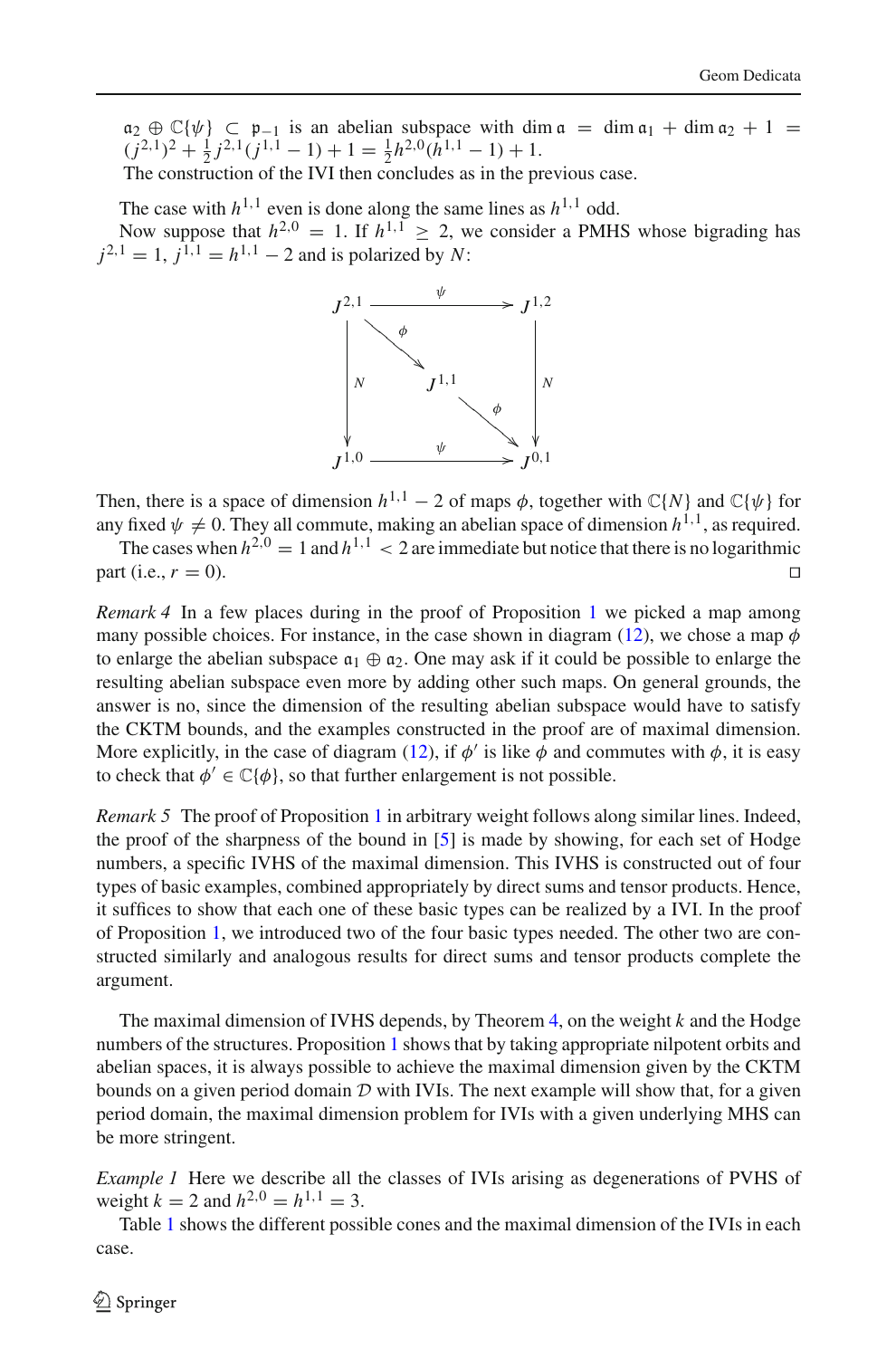$\mathfrak{a}_2 \oplus \mathbb{C}\{\psi\} \subset \mathfrak{p}_{-1}$ is an abelian subspace with $\dim \mathfrak{a} = \dim \mathfrak{a}_1 + \dim \mathfrak{a}_2 + 1 = (j^{2,1})^2 + \frac{1}{2} j^{2,1}(j^{1,1} - 1) + 1 = \frac{1}{2} h^{2,0}(h^{1,1} - 1) + 1$.

The construction of the IVI then concludes as in the previous case.

The case with $h^{1,1}$ even is done along the same lines as $h^{1,1}$ odd.

Now suppose that $h^{2,0} = 1$. If $h^{1,1} \geq 2$, we consider a PMHS whose bigrading has $j^{2,1} = 1$, $j^{1,1} = h^{1,1} - 2$ and is polarized by $N$:

$$
\begin{array}{ccc}
J^{2,1} & \xrightarrow{\ \psi\ } & J^{1,2} \\
\downarrow N & \searrow \phi \quad J^{1,1} \quad \searrow \phi & \downarrow N \\
J^{1,0} & \xrightarrow{\ \psi\ } & J^{0,1}
\end{array}
$$

Then, there is a space of dimension $h^{1,1} - 2$ of maps $\phi$, together with $\mathbb{C}\{N\}$ and $\mathbb{C}\{\psi\}$ for any fixed $\psi \neq 0$. They all commute, making an abelian space of dimension $h^{1,1}$, as required.

The cases when $h^{2,0} = 1$ and $h^{1,1} < 2$ are immediate but notice that there is no logarithmic part (i.e., $r = 0$). ◻

*Remark 4* In a few places during in the proof of Proposition 1 we picked a map among many possible choices. For instance, in the case shown in diagram (12), we chose a map $\phi$ to enlarge the abelian subspace $\mathfrak{a}_1 \oplus \mathfrak{a}_2$. One may ask if it could be possible to enlarge the resulting abelian subspace even more by adding other such maps. On general grounds, the answer is no, since the dimension of the resulting abelian subspace would have to satisfy the CKTM bounds, and the examples constructed in the proof are of maximal dimension. More explicitly, in the case of diagram (12), if $\phi'$ is like $\phi$ and commutes with $\phi$, it is easy to check that $\phi' \in \mathbb{C}\{\phi\}$, so that further enlargement is not possible.

*Remark 5* The proof of Proposition 1 in arbitrary weight follows along similar lines. Indeed, the proof of the sharpness of the bound in [5] is made by showing, for each set of Hodge numbers, a specific IVHS of the maximal dimension. This IVHS is constructed out of four types of basic examples, combined appropriately by direct sums and tensor products. Hence, it suffices to show that each one of these basic types can be realized by a IVI. In the proof of Proposition 1, we introduced two of the four basic types needed. The other two are constructed similarly and analogous results for direct sums and tensor products complete the argument.

The maximal dimension of IVHS depends, by Theorem 4, on the weight $k$ and the Hodge numbers of the structures. Proposition 1 shows that by taking appropriate nilpotent orbits and abelian spaces, it is always possible to achieve the maximal dimension given by the CKTM bounds on a given period domain $\mathcal{D}$ with IVIs. The next example will show that, for a given period domain, the maximal dimension problem for IVIs with a given underlying MHS can be more stringent.

*Example 1* Here we describe all the classes of IVIs arising as degenerations of PVHS of weight $k = 2$ and $h^{2,0} = h^{1,1} = 3$.

Table 1 shows the different possible cones and the maximal dimension of the IVIs in each case.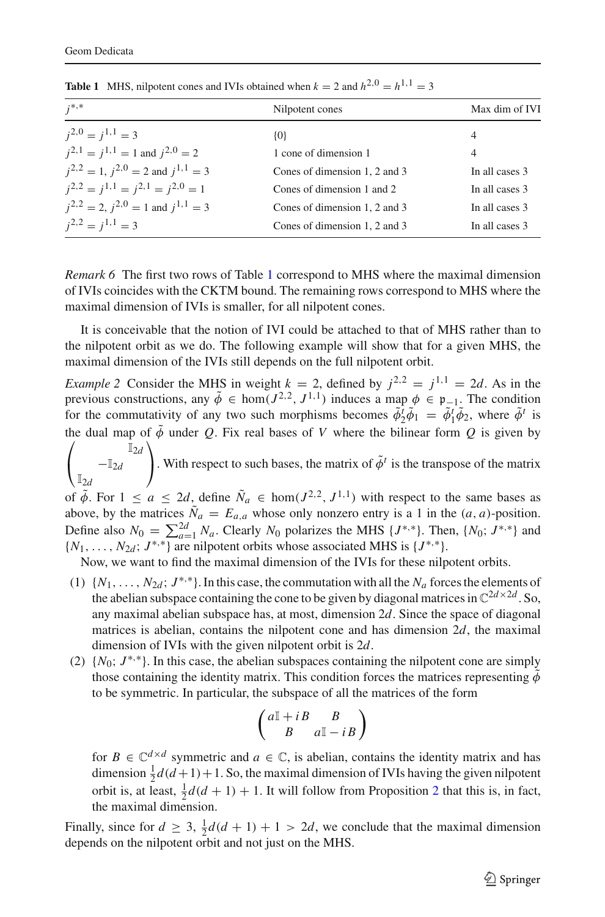**Table 1** MHS, nilpotent cones and IVIs obtained when $k = 2$ and $h^{2,0} = h^{1,1} = 3$

| $j^{*,*}$ | Nilpotent cones | Max dim of IVI |
|---|---|---|
| $j^{2,0} = j^{1,1} = 3$ | $\{0\}$ | 4 |
| $j^{2,1} = j^{1,1} = 1$ and $j^{2,0} = 2$ | 1 cone of dimension 1 | 4 |
| $j^{2,2} = 1$, $j^{2,0} = 2$ and $j^{1,1} = 3$ | Cones of dimension 1, 2 and 3 | In all cases 3 |
| $j^{2,2} = j^{1,1} = j^{2,1} = j^{2,0} = 1$ | Cones of dimension 1 and 2 | In all cases 3 |
| $j^{2,2} = 2$, $j^{2,0} = 1$ and $j^{1,1} = 3$ | Cones of dimension 1, 2 and 3 | In all cases 3 |
| $j^{2,2} = j^{1,1} = 3$ | Cones of dimension 1, 2 and 3 | In all cases 3 |

*Remark 6* The first two rows of Table 1 correspond to MHS where the maximal dimension of IVIs coincides with the CKTM bound. The remaining rows correspond to MHS where the maximal dimension of IVIs is smaller, for all nilpotent cones.

It is conceivable that the notion of IVI could be attached to that of MHS rather than to the nilpotent orbit as we do. The following example will show that for a given MHS, the maximal dimension of the IVIs still depends on the full nilpotent orbit.

*Example 2* Consider the MHS in weight $k = 2$, defined by $j^{2,2} = j^{1,1} = 2d$. As in the previous constructions, any $\tilde{\phi} \in \hom(J^{2,2}, J^{1,1})$ induces a map $\phi \in \mathfrak{p}_{-1}$. The condition for the commutativity of any two such morphisms becomes $\tilde{\phi}_2^t \tilde{\phi}_1 = \tilde{\phi}_1^t \tilde{\phi}_2$, where $\tilde{\phi}^t$ is the dual map of $\tilde{\phi}$ under $Q$. Fix real bases of $V$ where the bilinear form $Q$ is given by $\begin{pmatrix} & & \mathbb{I}_{2d} \\ & -\mathbb{I}_{2d} & \\ \mathbb{I}_{2d} & & \end{pmatrix}$. With respect to such bases, the matrix of $\tilde{\phi}^t$ is the transpose of the matrix of $\tilde{\phi}$. For $1 \leq a \leq 2d$, define $\tilde{N}_a \in \hom(J^{2,2}, J^{1,1})$ with respect to the same bases as above, by the matrices $\tilde{N}_a = E_{a,a}$ whose only nonzero entry is a 1 in the $(a, a)$-position. Define also $N_0 = \sum_{a=1}^{2d} N_a$. Clearly $N_0$ polarizes the MHS $\{J^{*,*}\}$. Then, $\{N_0; J^{*,*}\}$ and $\{N_1, \ldots, N_{2d}; J^{*,*}\}$ are nilpotent orbits whose associated MHS is $\{J^{*,*}\}$.

Now, we want to find the maximal dimension of the IVIs for these nilpotent orbits.

1. $\{N_1, \ldots, N_{2d}; J^{*,*}\}$. In this case, the commutation with all the $N_a$ forces the elements of the abelian subspace containing the cone to be given by diagonal matrices in $\mathbb{C}^{2d \times 2d}$. So, any maximal abelian subspace has, at most, dimension $2d$. Since the space of diagonal matrices is abelian, contains the nilpotent cone and has dimension $2d$, the maximal dimension of IVIs with the given nilpotent orbit is $2d$.
2. $\{N_0; J^{*,*}\}$. In this case, the abelian subspaces containing the nilpotent cone are simply those containing the identity matrix. This condition forces the matrices representing $\tilde{\phi}$ to be symmetric. In particular, the subspace of all the matrices of the form

$$\begin{pmatrix} a\mathbb{I} + iB & B \\ B & a\mathbb{I} - iB \end{pmatrix}$$

for $B \in \mathbb{C}^{d \times d}$ symmetric and $a \in \mathbb{C}$, is abelian, contains the identity matrix and has dimension $\frac{1}{2}d(d+1)+1$. So, the maximal dimension of IVIs having the given nilpotent orbit is, at least, $\frac{1}{2}d(d+1)+1$. It will follow from Proposition 2 that this is, in fact, the maximal dimension.

Finally, since for $d \geq 3$, $\frac{1}{2}d(d+1)+1 > 2d$, we conclude that the maximal dimension depends on the nilpotent orbit and not just on the MHS.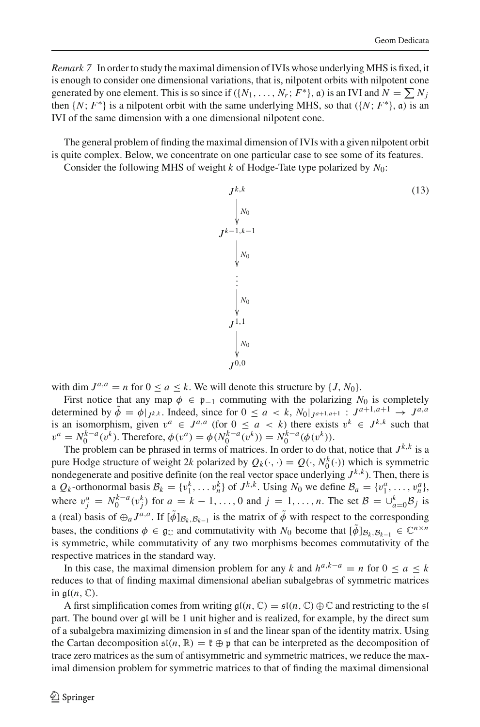*Remark 7* In order to study the maximal dimension of IVIs whose underlying MHS is fixed, it is enough to consider one dimensional variations, that is, nilpotent orbits with nilpotent cone generated by one element. This is so since if $(\{N_1, \ldots, N_r; F^*\}, \mathfrak{a})$ is an IVI and $N = \sum N_j$ then $\{N; F^*\}$ is a nilpotent orbit with the same underlying MHS, so that $(\{N; F^*\}, \mathfrak{a})$ is an IVI of the same dimension with a one dimensional nilpotent cone.

The general problem of finding the maximal dimension of IVIs with a given nilpotent orbit is quite complex. Below, we concentrate on one particular case to see some of its features.

Consider the following MHS of weight $k$ of Hodge-Tate type polarized by $N_0$:

$$
\begin{array}{c}
J^{k,k} \\
\downarrow N_0 \\
J^{k-1,k-1} \\
\downarrow N_0 \\
\vdots \\
\downarrow N_0 \\
J^{1,1} \\
\downarrow N_0 \\
J^{0,0}
\end{array}
\tag{13}
$$

with $\dim J^{a,a} = n$ for $0 \leq a \leq k$. We will denote this structure by $\{J, N_0\}$.

First notice that any map $\phi \in \mathfrak{p}_{-1}$ commuting with the polarizing $N_0$ is completely determined by $\tilde{\phi} = \phi|_{J^{k,k}}$. Indeed, since for $0 \leq a < k$, $N_0|_{J^{a+1,a+1}} : J^{a+1,a+1} \to J^{a,a}$ is an isomorphism, given $v^a \in J^{a,a}$ (for $0 \leq a < k$) there exists $v^k \in J^{k,k}$ such that $v^a = N_0^{k-a}(v^k)$. Therefore, $\phi(v^a) = \phi(N_0^{k-a}(v^k)) = N_0^{k-a}(\phi(v^k))$.

The problem can be phrased in terms of matrices. In order to do that, notice that $J^{k,k}$ is a pure Hodge structure of weight $2k$ polarized by $Q_k(\cdot, \cdot) = Q(\cdot, N_0^k(\cdot))$ which is symmetric nondegenerate and positive definite (on the real vector space underlying $J^{k,k}$). Then, there is a $Q_k$-orthonormal basis $\mathcal{B}_k = \{v_1^k, \ldots v_n^k\}$ of $J^{k,k}$. Using $N_0$ we define $\mathcal{B}_a = \{v_1^a, \ldots, v_n^a\}$, where $v_j^a = N_0^{k-a}(v_j^k)$ for $a = k-1, \ldots, 0$ and $j = 1, \ldots, n$. The set $\mathcal{B} = \cup_{a=0}^k \mathcal{B}_j$ is a (real) basis of $\oplus_a J^{a,a}$. If $[\tilde{\phi}]_{\mathcal{B}_k, \mathcal{B}_{k-1}}$ is the matrix of $\tilde{\phi}$ with respect to the corresponding bases, the conditions $\phi \in \mathfrak{g}_{\mathbb{C}}$ and commutativity with $N_0$ become that $[\tilde{\phi}]_{\mathcal{B}_k, \mathcal{B}_{k-1}} \in \mathbb{C}^{n \times n}$ is symmetric, while commutativity of any two morphisms becomes commutativity of the respective matrices in the standard way.

In this case, the maximal dimension problem for any $k$ and $h^{a,k-a} = n$ for $0 \leq a \leq k$ reduces to that of finding maximal dimensional abelian subalgebras of symmetric matrices in $\mathfrak{gl}(n, \mathbb{C})$.

A first simplification comes from writing $\mathfrak{gl}(n, \mathbb{C}) = \mathfrak{sl}(n, \mathbb{C}) \oplus \mathbb{C}$ and restricting to the $\mathfrak{sl}$ part. The bound over $\mathfrak{gl}$ will be 1 unit higher and is realized, for example, by the direct sum of a subalgebra maximizing dimension in $\mathfrak{sl}$ and the linear span of the identity matrix. Using the Cartan decomposition $\mathfrak{sl}(n, \mathbb{R}) = \mathfrak{k} \oplus \mathfrak{p}$ that can be interpreted as the decomposition of trace zero matrices as the sum of antisymmetric and symmetric matrices, we reduce the maximal dimension problem for symmetric matrices to that of finding the maximal dimensional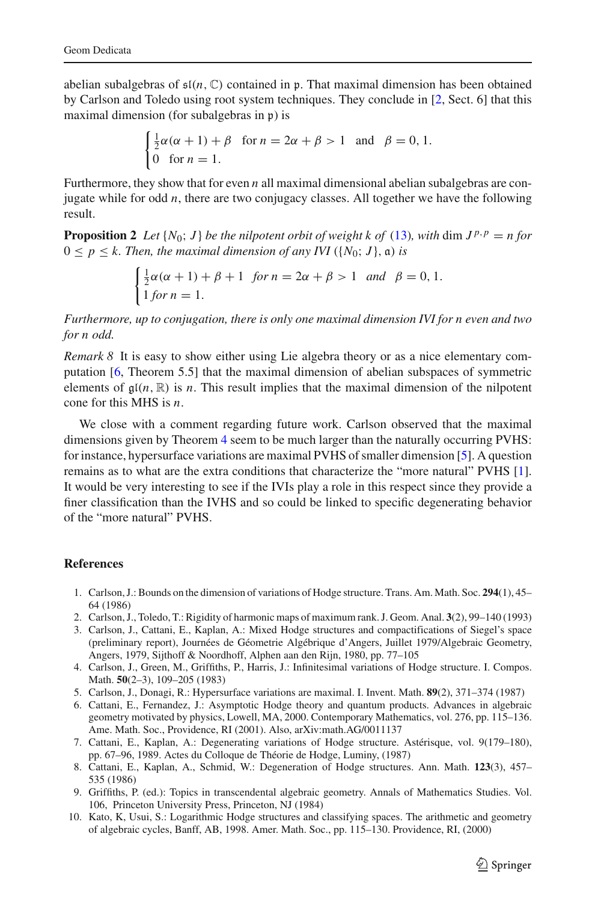abelian subalgebras of $\mathfrak{sl}(n, \mathbb{C})$ contained in $\mathfrak{p}$. That maximal dimension has been obtained by Carlson and Toledo using root system techniques. They conclude in [2, Sect. 6] that this maximal dimension (for subalgebras in $\mathfrak{p}$) is

$$\begin{cases} \frac{1}{2}\alpha(\alpha+1)+\beta & \text{for } n = 2\alpha+\beta > 1 \quad \text{and} \quad \beta = 0, 1. \\ 0 \quad \text{for } n = 1. \end{cases}$$

Furthermore, they show that for even $n$ all maximal dimensional abelian subalgebras are conjugate while for odd $n$, there are two conjugacy classes. All together we have the following result.

**Proposition 2** *Let $\{N_0; J\}$ be the nilpotent orbit of weight $k$ of (13), with* $\dim J^{p,p} = n$ *for* $0 \le p \le k$. *Then, the maximal dimension of any IVI $(\{N_0; J\}, \mathfrak{a})$ is*

$$\begin{cases} \frac{1}{2}\alpha(\alpha+1)+\beta+1 & \textit{for } n = 2\alpha+\beta > 1 \quad \textit{and} \quad \beta = 0, 1. \\ 1 \textit{ for } n = 1. \end{cases}$$

*Furthermore, up to conjugation, there is only one maximal dimension IVI for n even and two for n odd.*

*Remark 8* It is easy to show either using Lie algebra theory or as a nice elementary computation [6, Theorem 5.5] that the maximal dimension of abelian subspaces of symmetric elements of $\mathfrak{gl}(n, \mathbb{R})$ is $n$. This result implies that the maximal dimension of the nilpotent cone for this MHS is $n$.

We close with a comment regarding future work. Carlson observed that the maximal dimensions given by Theorem 4 seem to be much larger than the naturally occurring PVHS: for instance, hypersurface variations are maximal PVHS of smaller dimension [5]. A question remains as to what are the extra conditions that characterize the "more natural" PVHS [1]. It would be very interesting to see if the IVIs play a role in this respect since they provide a finer classification than the IVHS and so could be linked to specific degenerating behavior of the "more natural" PVHS.

## References

1. Carlson, J.: Bounds on the dimension of variations of Hodge structure. Trans. Am. Math. Soc. **294**(1), 45–64 (1986)
2. Carlson, J., Toledo, T.: Rigidity of harmonic maps of maximum rank. J. Geom. Anal. **3**(2), 99–140 (1993)
3. Carlson, J., Cattani, E., Kaplan, A.: Mixed Hodge structures and compactifications of Siegel's space (preliminary report), Journées de Géometrie Algébrique d'Angers, Juillet 1979/Algebraic Geometry, Angers, 1979, Sijthoff & Noordhoff, Alphen aan den Rijn, 1980, pp. 77–105
4. Carlson, J., Green, M., Griffiths, P., Harris, J.: Infinitesimal variations of Hodge structure. I. Compos. Math. **50**(2–3), 109–205 (1983)
5. Carlson, J., Donagi, R.: Hypersurface variations are maximal. I. Invent. Math. **89**(2), 371–374 (1987)
6. Cattani, E., Fernandez, J.: Asymptotic Hodge theory and quantum products. Advances in algebraic geometry motivated by physics, Lowell, MA, 2000. Contemporary Mathematics, vol. 276, pp. 115–136. Ame. Math. Soc., Providence, RI (2001). Also, arXiv:math.AG/0011137
7. Cattani, E., Kaplan, A.: Degenerating variations of Hodge structure. Astérisque, vol. 9(179–180), pp. 67–96, 1989. Actes du Colloque de Théorie de Hodge, Luminy, (1987)
8. Cattani, E., Kaplan, A., Schmid, W.: Degeneration of Hodge structures. Ann. Math. **123**(3), 457–535 (1986)
9. Griffiths, P. (ed.): Topics in transcendental algebraic geometry. Annals of Mathematics Studies. Vol. 106, Princeton University Press, Princeton, NJ (1984)
10. Kato, K, Usui, S.: Logarithmic Hodge structures and classifying spaces. The arithmetic and geometry of algebraic cycles, Banff, AB, 1998. Amer. Math. Soc., pp. 115–130. Providence, RI, (2000)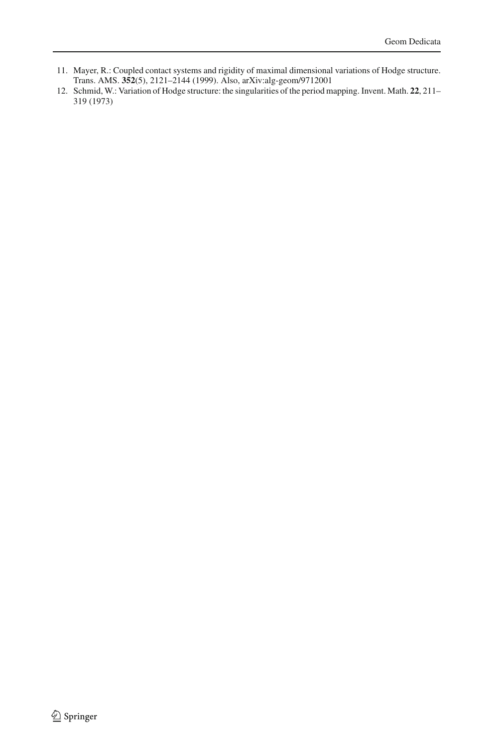11. Mayer, R.: Coupled contact systems and rigidity of maximal dimensional variations of Hodge structure. Trans. AMS. **352**(5), 2121–2144 (1999). Also, arXiv:alg-geom/9712001
12. Schmid, W.: Variation of Hodge structure: the singularities of the period mapping. Invent. Math. **22**, 211–319 (1973)